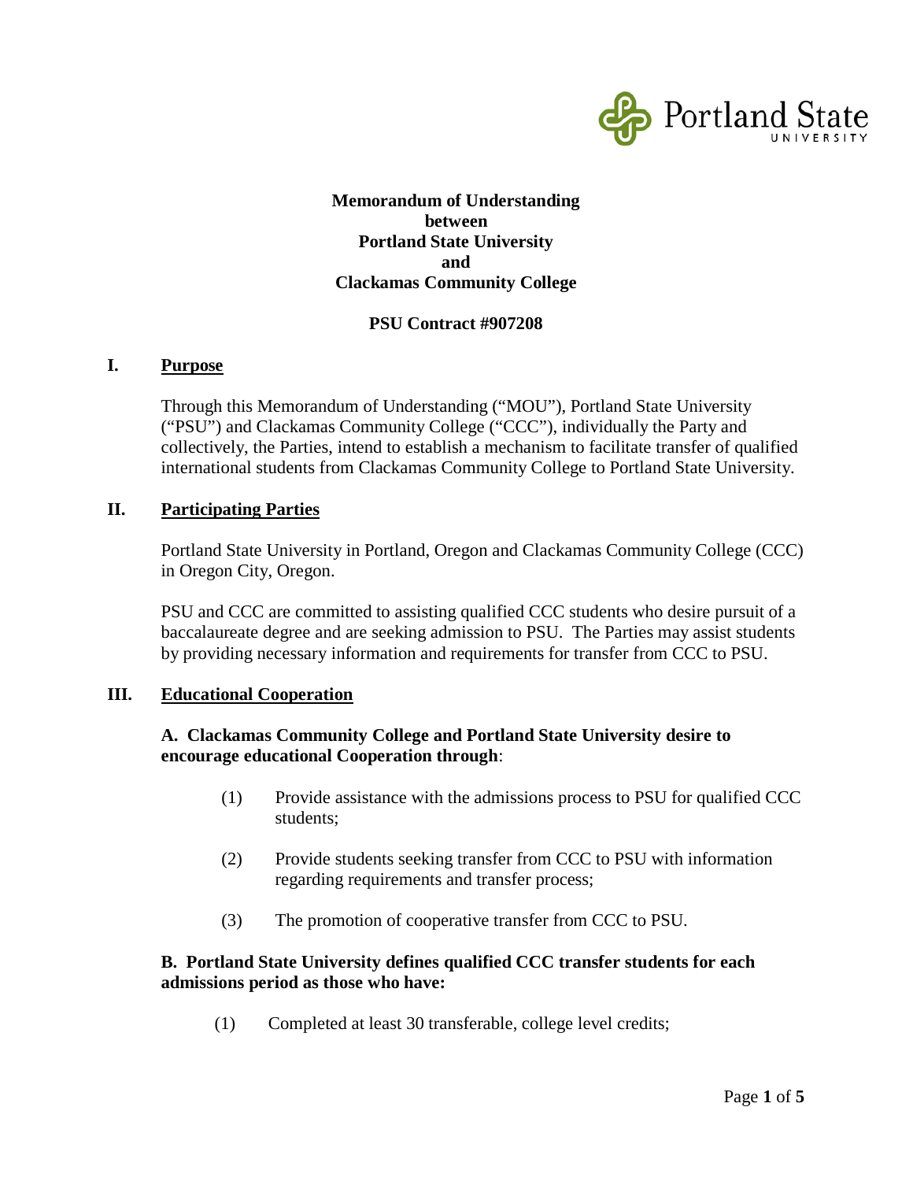**Memorandum of Understanding**
**between**
**Portland State University**
**and**
**Clackamas Community College**

**PSU Contract #907208**

## I. Purpose

Through this Memorandum of Understanding ("MOU"), Portland State University ("PSU") and Clackamas Community College ("CCC"), individually the Party and collectively, the Parties, intend to establish a mechanism to facilitate transfer of qualified international students from Clackamas Community College to Portland State University.

## II. Participating Parties

Portland State University in Portland, Oregon and Clackamas Community College (CCC) in Oregon City, Oregon.

PSU and CCC are committed to assisting qualified CCC students who desire pursuit of a baccalaureate degree and are seeking admission to PSU. The Parties may assist students by providing necessary information and requirements for transfer from CCC to PSU.

## III. Educational Cooperation

**A. Clackamas Community College and Portland State University desire to encourage educational Cooperation through**:

(1) Provide assistance with the admissions process to PSU for qualified CCC students;

(2) Provide students seeking transfer from CCC to PSU with information regarding requirements and transfer process;

(3) The promotion of cooperative transfer from CCC to PSU.

**B. Portland State University defines qualified CCC transfer students for each admissions period as those who have:**

(1) Completed at least 30 transferable, college level credits;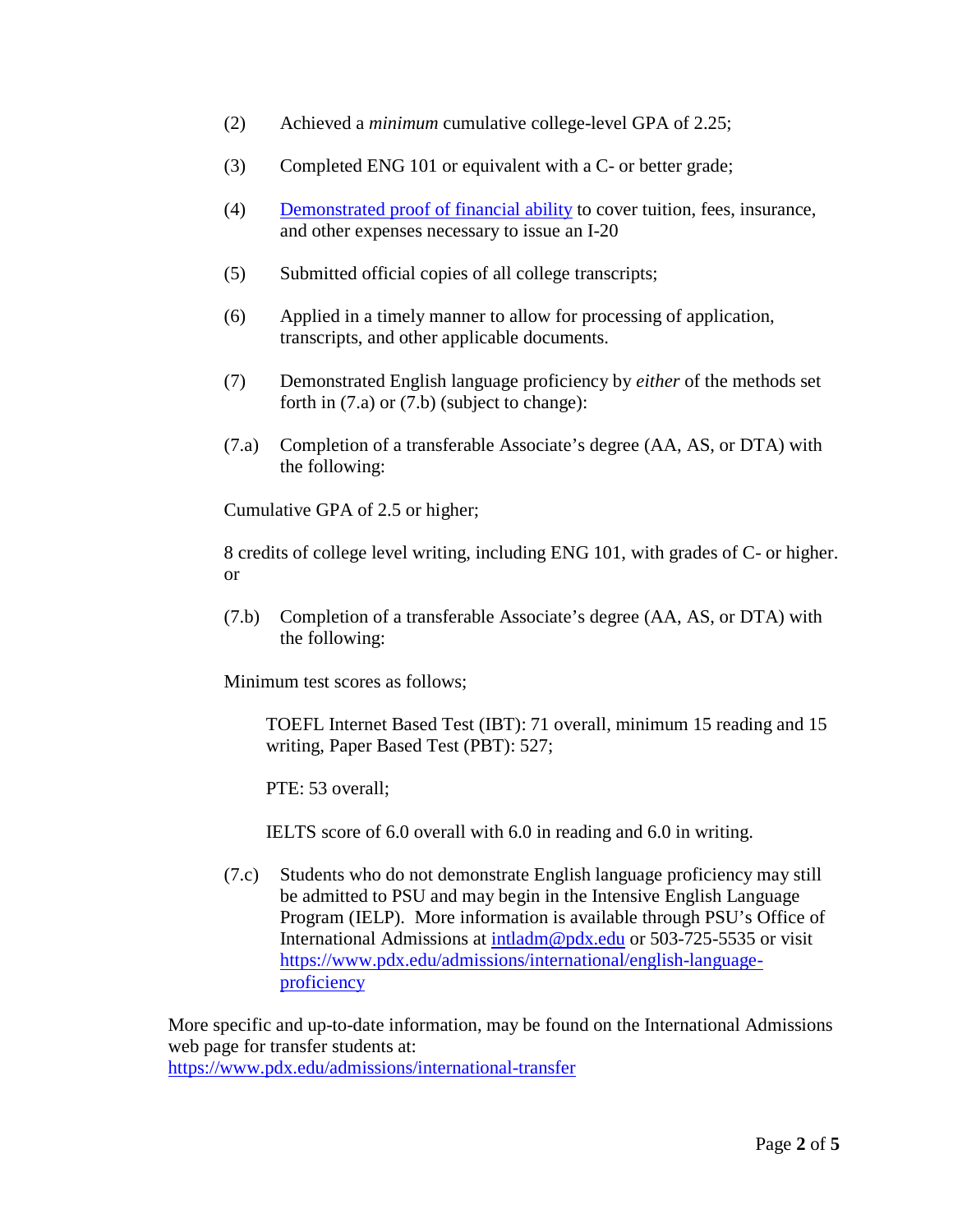(2) Achieved a *minimum* cumulative college-level GPA of 2.25;

(3) Completed ENG 101 or equivalent with a C- or better grade;

(4) [Demonstrated proof of financial ability]() to cover tuition, fees, insurance, and other expenses necessary to issue an I-20

(5) Submitted official copies of all college transcripts;

(6) Applied in a timely manner to allow for processing of application, transcripts, and other applicable documents.

(7) Demonstrated English language proficiency by *either* of the methods set forth in (7.a) or (7.b) (subject to change):

(7.a) Completion of a transferable Associate's degree (AA, AS, or DTA) with the following:

Cumulative GPA of 2.5 or higher;

8 credits of college level writing, including ENG 101, with grades of C- or higher. or

(7.b) Completion of a transferable Associate's degree (AA, AS, or DTA) with the following:

Minimum test scores as follows;

> TOEFL Internet Based Test (IBT): 71 overall, minimum 15 reading and 15 writing, Paper Based Test (PBT): 527;
>
> PTE: 53 overall;
>
> IELTS score of 6.0 overall with 6.0 in reading and 6.0 in writing.

(7.c) Students who do not demonstrate English language proficiency may still be admitted to PSU and may begin in the Intensive English Language Program (IELP). More information is available through PSU's Office of International Admissions at intladm@pdx.edu or 503-725-5535 or visit https://www.pdx.edu/admissions/international/english-language-proficiency

More specific and up-to-date information, may be found on the International Admissions web page for transfer students at:
https://www.pdx.edu/admissions/international-transfer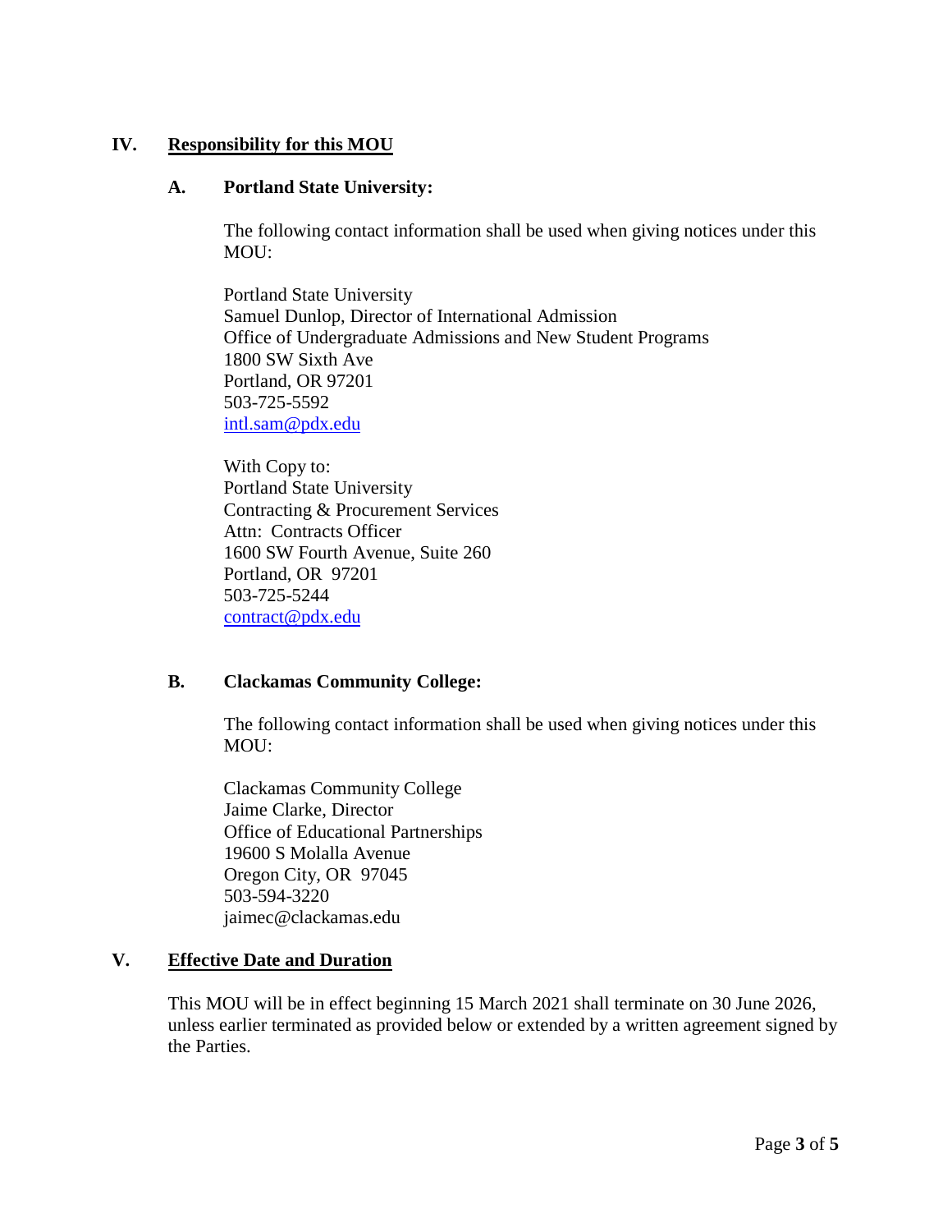## IV. Responsibility for this MOU

### A. Portland State University:

The following contact information shall be used when giving notices under this MOU:

Portland State University
Samuel Dunlop, Director of International Admission
Office of Undergraduate Admissions and New Student Programs
1800 SW Sixth Ave
Portland, OR 97201
503-725-5592
intl.sam@pdx.edu

With Copy to:
Portland State University
Contracting & Procurement Services
Attn: Contracts Officer
1600 SW Fourth Avenue, Suite 260
Portland, OR 97201
503-725-5244
contract@pdx.edu

### B. Clackamas Community College:

The following contact information shall be used when giving notices under this MOU:

Clackamas Community College
Jaime Clarke, Director
Office of Educational Partnerships
19600 S Molalla Avenue
Oregon City, OR 97045
503-594-3220
jaimec@clackamas.edu

## V. Effective Date and Duration

This MOU will be in effect beginning 15 March 2021 shall terminate on 30 June 2026, unless earlier terminated as provided below or extended by a written agreement signed by the Parties.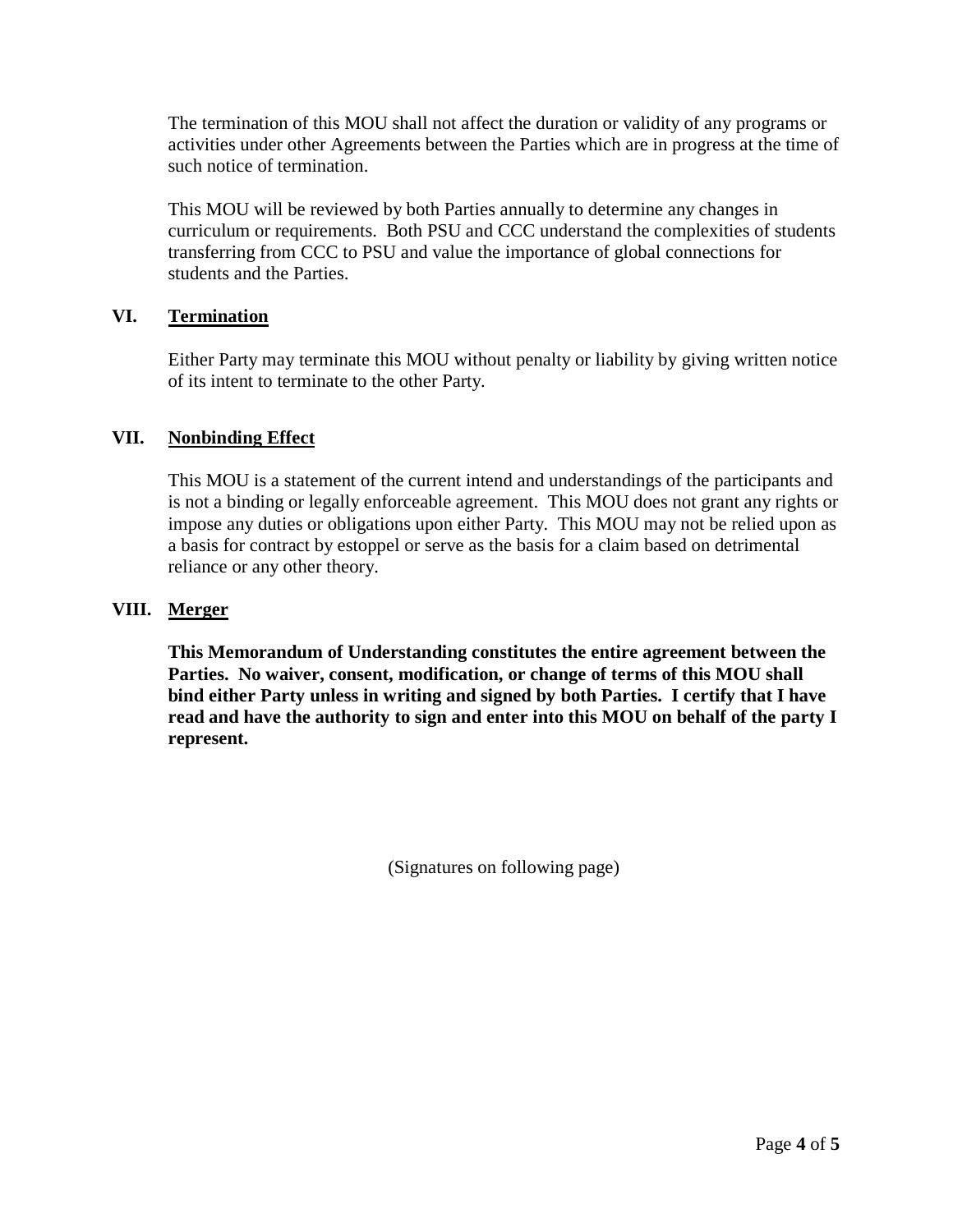The termination of this MOU shall not affect the duration or validity of any programs or activities under other Agreements between the Parties which are in progress at the time of such notice of termination.

This MOU will be reviewed by both Parties annually to determine any changes in curriculum or requirements. Both PSU and CCC understand the complexities of students transferring from CCC to PSU and value the importance of global connections for students and the Parties.

## VI. Termination

Either Party may terminate this MOU without penalty or liability by giving written notice of its intent to terminate to the other Party.

## VII. Nonbinding Effect

This MOU is a statement of the current intend and understandings of the participants and is not a binding or legally enforceable agreement. This MOU does not grant any rights or impose any duties or obligations upon either Party. This MOU may not be relied upon as a basis for contract by estoppel or serve as the basis for a claim based on detrimental reliance or any other theory.

## VIII. Merger

**This Memorandum of Understanding constitutes the entire agreement between the Parties. No waiver, consent, modification, or change of terms of this MOU shall bind either Party unless in writing and signed by both Parties. I certify that I have read and have the authority to sign and enter into this MOU on behalf of the party I represent.**

(Signatures on following page)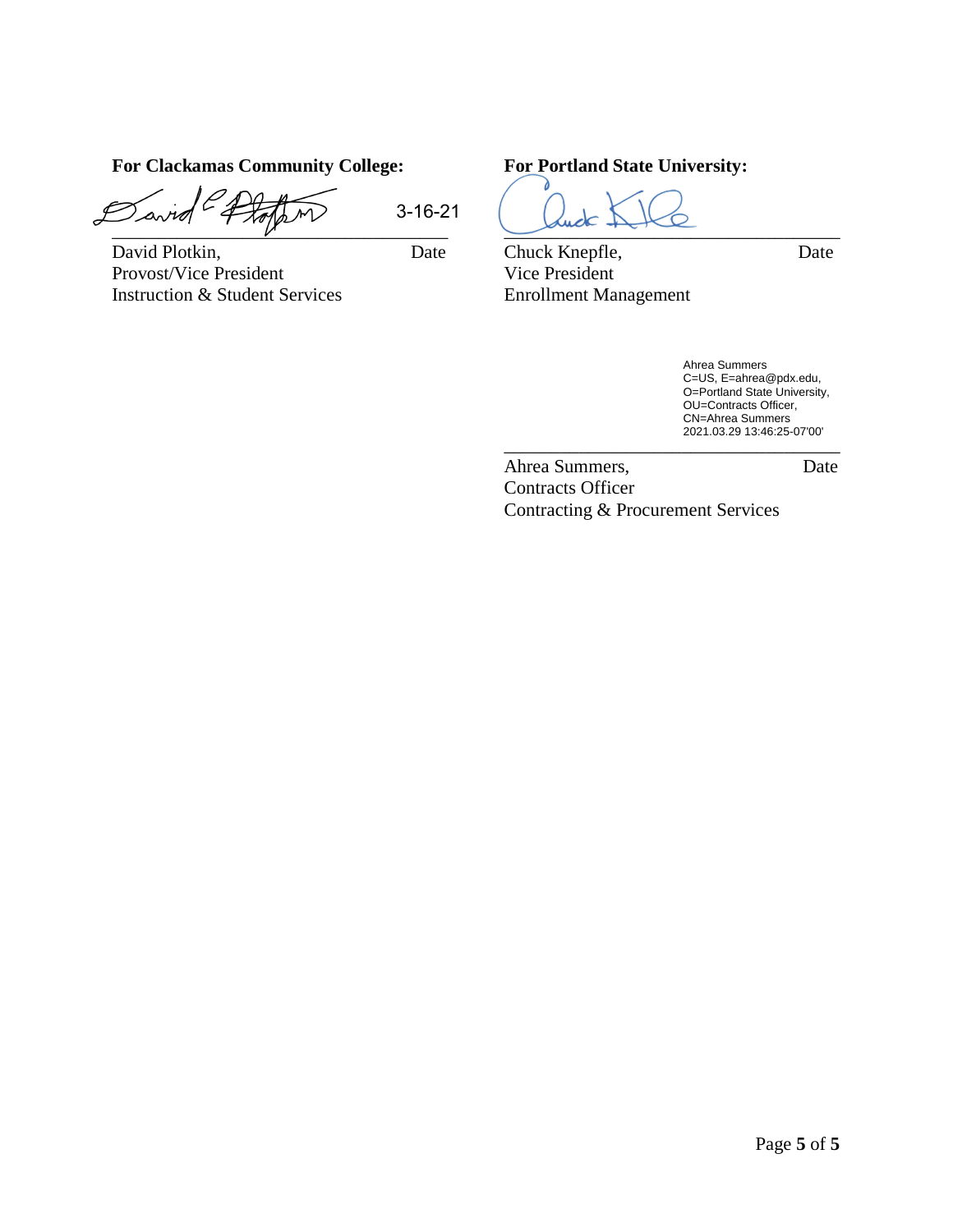**For Clackamas Community College:**

3-16-21

\_\_\_\_\_\_\_\_\_\_\_\_\_\_\_\_\_\_\_\_\_\_\_\_\_\_\_\_\_\_\_\_\_\_\_\_\_

David Plotkin, Date
Provost/Vice President
Instruction & Student Services

**For Portland State University:**

\_\_\_\_\_\_\_\_\_\_\_\_\_\_\_\_\_\_\_\_\_\_\_\_\_\_\_\_\_\_\_\_\_\_\_\_\_

Chuck Knepfle, Date
Vice President
Enrollment Management

Ahrea Summers
C=US, E=ahrea@pdx.edu,
O=Portland State University,
OU=Contracts Officer,
CN=Ahrea Summers
2021.03.29 13:46:25-07'00'

\_\_\_\_\_\_\_\_\_\_\_\_\_\_\_\_\_\_\_\_\_\_\_\_\_\_\_\_\_\_\_\_\_\_\_\_\_

Ahrea Summers, Date
Contracts Officer
Contracting & Procurement Services